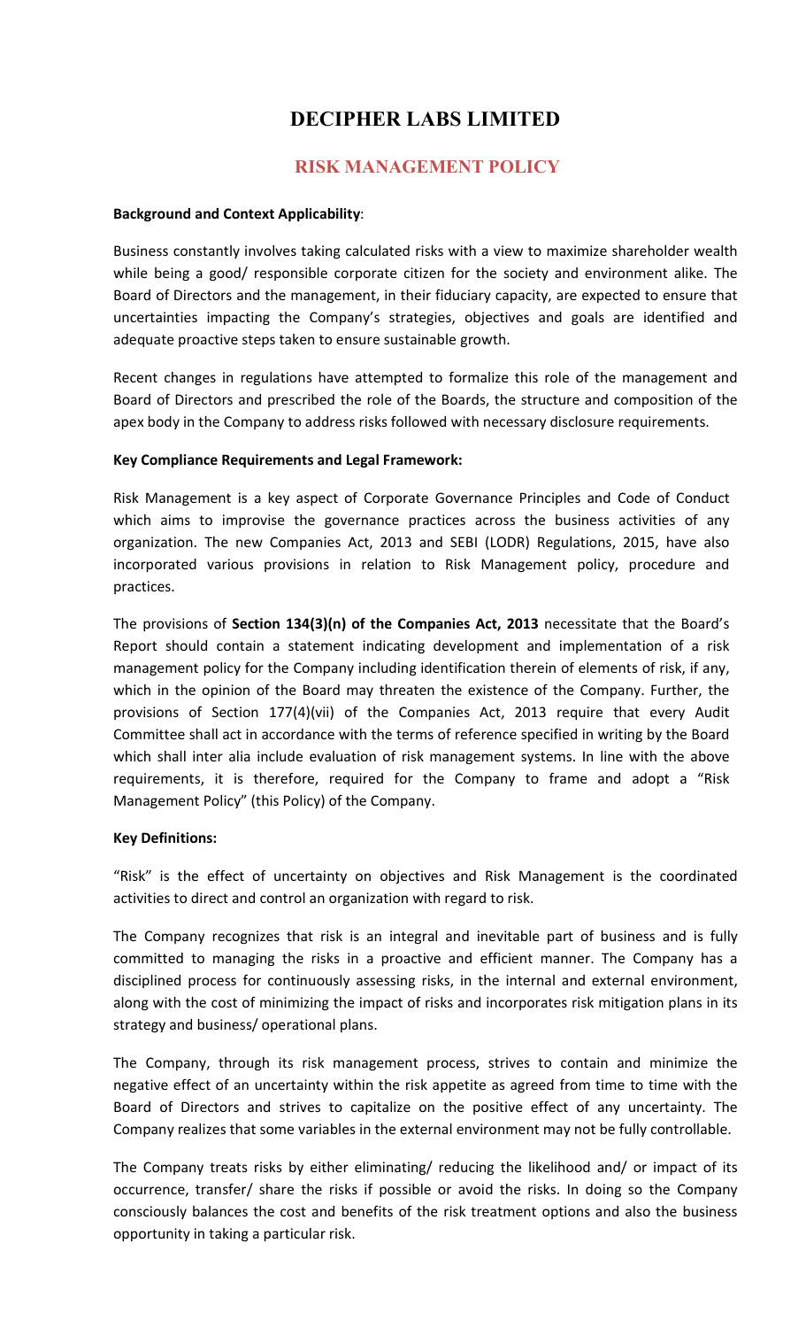# DECIPHER LABS LIMITED

## RISK MANAGEMENT POLICY

**Background and Context Applicability**:

Business constantly involves taking calculated risks with a view to maximize shareholder wealth while being a good/ responsible corporate citizen for the society and environment alike. The Board of Directors and the management, in their fiduciary capacity, are expected to ensure that uncertainties impacting the Company's strategies, objectives and goals are identified and adequate proactive steps taken to ensure sustainable growth.

Recent changes in regulations have attempted to formalize this role of the management and Board of Directors and prescribed the role of the Boards, the structure and composition of the apex body in the Company to address risks followed with necessary disclosure requirements.

**Key Compliance Requirements and Legal Framework:**

Risk Management is a key aspect of Corporate Governance Principles and Code of Conduct which aims to improvise the governance practices across the business activities of any organization. The new Companies Act, 2013 and SEBI (LODR) Regulations, 2015, have also incorporated various provisions in relation to Risk Management policy, procedure and practices.

The provisions of **Section 134(3)(n) of the Companies Act, 2013** necessitate that the Board's Report should contain a statement indicating development and implementation of a risk management policy for the Company including identification therein of elements of risk, if any, which in the opinion of the Board may threaten the existence of the Company. Further, the provisions of Section 177(4)(vii) of the Companies Act, 2013 require that every Audit Committee shall act in accordance with the terms of reference specified in writing by the Board which shall inter alia include evaluation of risk management systems. In line with the above requirements, it is therefore, required for the Company to frame and adopt a "Risk Management Policy" (this Policy) of the Company.

**Key Definitions:**

"Risk" is the effect of uncertainty on objectives and Risk Management is the coordinated activities to direct and control an organization with regard to risk.

The Company recognizes that risk is an integral and inevitable part of business and is fully committed to managing the risks in a proactive and efficient manner. The Company has a disciplined process for continuously assessing risks, in the internal and external environment, along with the cost of minimizing the impact of risks and incorporates risk mitigation plans in its strategy and business/ operational plans.

The Company, through its risk management process, strives to contain and minimize the negative effect of an uncertainty within the risk appetite as agreed from time to time with the Board of Directors and strives to capitalize on the positive effect of any uncertainty. The Company realizes that some variables in the external environment may not be fully controllable.

The Company treats risks by either eliminating/ reducing the likelihood and/ or impact of its occurrence, transfer/ share the risks if possible or avoid the risks. In doing so the Company consciously balances the cost and benefits of the risk treatment options and also the business opportunity in taking a particular risk.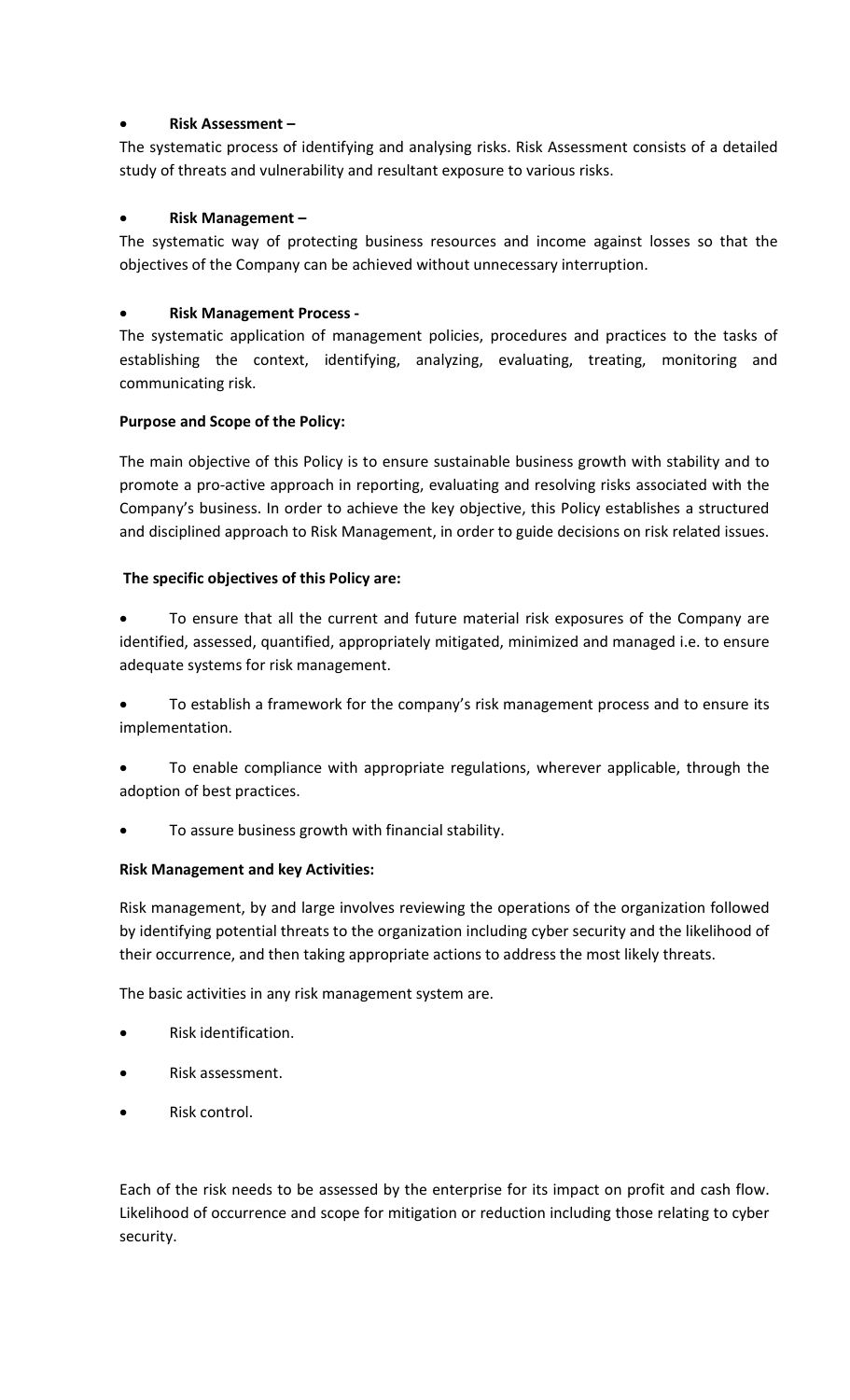- **Risk Assessment –**

The systematic process of identifying and analysing risks. Risk Assessment consists of a detailed study of threats and vulnerability and resultant exposure to various risks.

- **Risk Management –**

The systematic way of protecting business resources and income against losses so that the objectives of the Company can be achieved without unnecessary interruption.

- **Risk Management Process -**

The systematic application of management policies, procedures and practices to the tasks of establishing the context, identifying, analyzing, evaluating, treating, monitoring and communicating risk.

**Purpose and Scope of the Policy:**

The main objective of this Policy is to ensure sustainable business growth with stability and to promote a pro-active approach in reporting, evaluating and resolving risks associated with the Company's business. In order to achieve the key objective, this Policy establishes a structured and disciplined approach to Risk Management, in order to guide decisions on risk related issues.

**The specific objectives of this Policy are:**

- To ensure that all the current and future material risk exposures of the Company are identified, assessed, quantified, appropriately mitigated, minimized and managed i.e. to ensure adequate systems for risk management.
- To establish a framework for the company's risk management process and to ensure its implementation.
- To enable compliance with appropriate regulations, wherever applicable, through the adoption of best practices.
- To assure business growth with financial stability.

**Risk Management and key Activities:**

Risk management, by and large involves reviewing the operations of the organization followed by identifying potential threats to the organization including cyber security and the likelihood of their occurrence, and then taking appropriate actions to address the most likely threats.

The basic activities in any risk management system are.

- Risk identification.
- Risk assessment.
- Risk control.

Each of the risk needs to be assessed by the enterprise for its impact on profit and cash flow. Likelihood of occurrence and scope for mitigation or reduction including those relating to cyber security.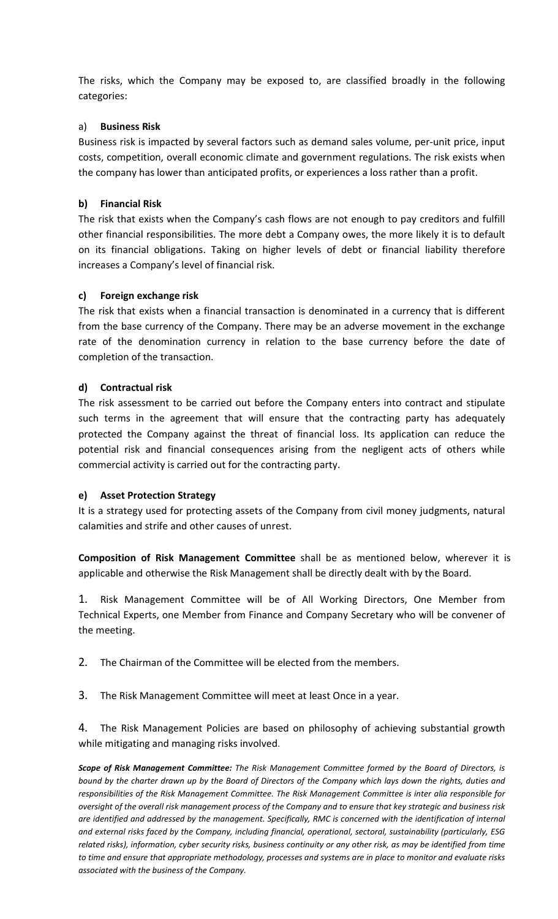The risks, which the Company may be exposed to, are classified broadly in the following categories:

a) **Business Risk**

Business risk is impacted by several factors such as demand sales volume, per-unit price, input costs, competition, overall economic climate and government regulations. The risk exists when the company has lower than anticipated profits, or experiences a loss rather than a profit.

**b) Financial Risk**

The risk that exists when the Company's cash flows are not enough to pay creditors and fulfill other financial responsibilities. The more debt a Company owes, the more likely it is to default on its financial obligations. Taking on higher levels of debt or financial liability therefore increases a Company's level of financial risk.

**c) Foreign exchange risk**

The risk that exists when a financial transaction is denominated in a currency that is different from the base currency of the Company. There may be an adverse movement in the exchange rate of the denomination currency in relation to the base currency before the date of completion of the transaction.

**d) Contractual risk**

The risk assessment to be carried out before the Company enters into contract and stipulate such terms in the agreement that will ensure that the contracting party has adequately protected the Company against the threat of financial loss. Its application can reduce the potential risk and financial consequences arising from the negligent acts of others while commercial activity is carried out for the contracting party.

**e) Asset Protection Strategy**

It is a strategy used for protecting assets of the Company from civil money judgments, natural calamities and strife and other causes of unrest.

**Composition of Risk Management Committee** shall be as mentioned below, wherever it is applicable and otherwise the Risk Management shall be directly dealt with by the Board.

1. Risk Management Committee will be of All Working Directors, One Member from Technical Experts, one Member from Finance and Company Secretary who will be convener of the meeting.

2. The Chairman of the Committee will be elected from the members.

3. The Risk Management Committee will meet at least Once in a year.

4. The Risk Management Policies are based on philosophy of achieving substantial growth while mitigating and managing risks involved.

***Scope of Risk Management Committee:*** *The Risk Management Committee formed by the Board of Directors, is bound by the charter drawn up by the Board of Directors of the Company which lays down the rights, duties and responsibilities of the Risk Management Committee. The Risk Management Committee is inter alia responsible for oversight of the overall risk management process of the Company and to ensure that key strategic and business risk are identified and addressed by the management. Specifically, RMC is concerned with the identification of internal and external risks faced by the Company, including financial, operational, sectoral, sustainability (particularly, ESG related risks), information, cyber security risks, business continuity or any other risk, as may be identified from time to time and ensure that appropriate methodology, processes and systems are in place to monitor and evaluate risks associated with the business of the Company.*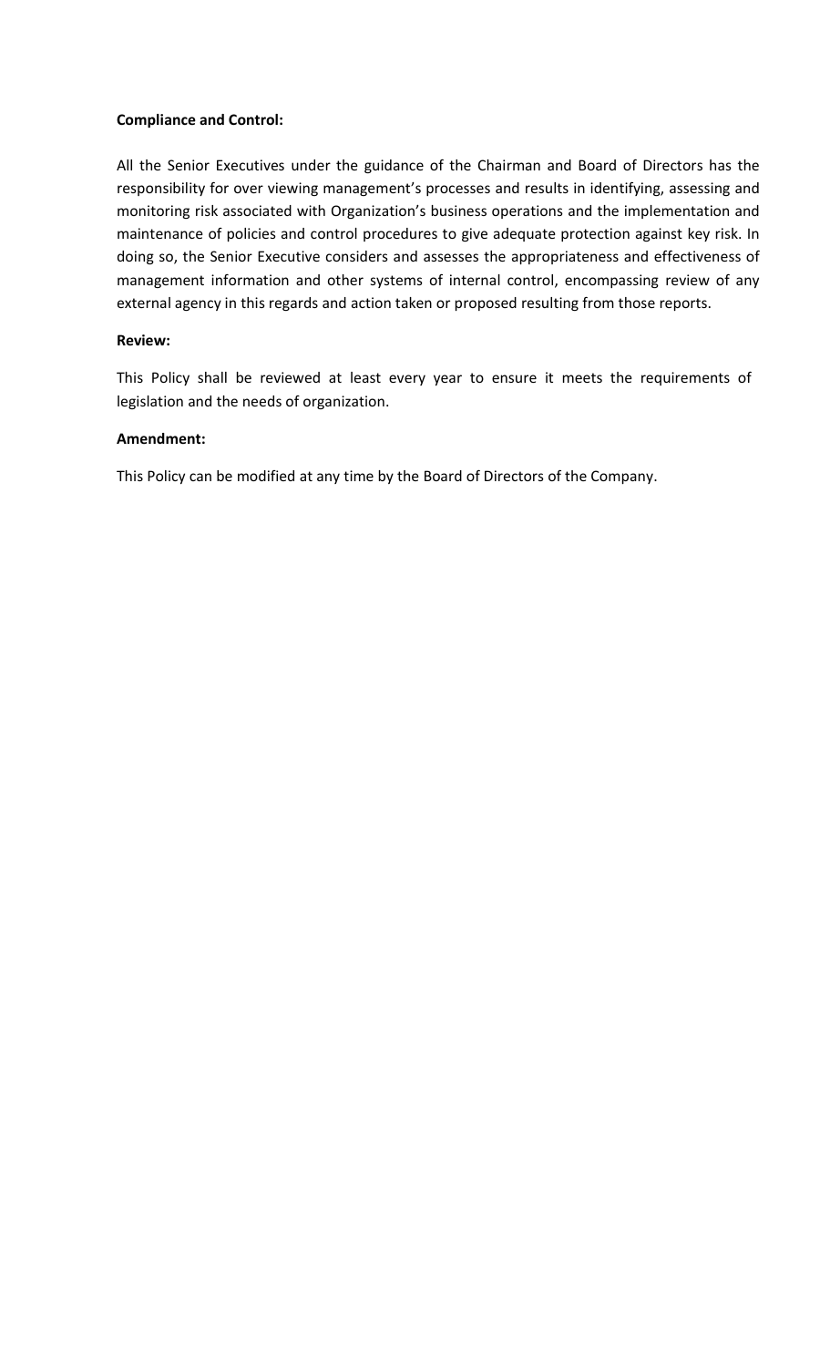**Compliance and Control:**

All the Senior Executives under the guidance of the Chairman and Board of Directors has the responsibility for over viewing management's processes and results in identifying, assessing and monitoring risk associated with Organization's business operations and the implementation and maintenance of policies and control procedures to give adequate protection against key risk. In doing so, the Senior Executive considers and assesses the appropriateness and effectiveness of management information and other systems of internal control, encompassing review of any external agency in this regards and action taken or proposed resulting from those reports.

**Review:**

This Policy shall be reviewed at least every year to ensure it meets the requirements of legislation and the needs of organization.

**Amendment:**

This Policy can be modified at any time by the Board of Directors of the Company.